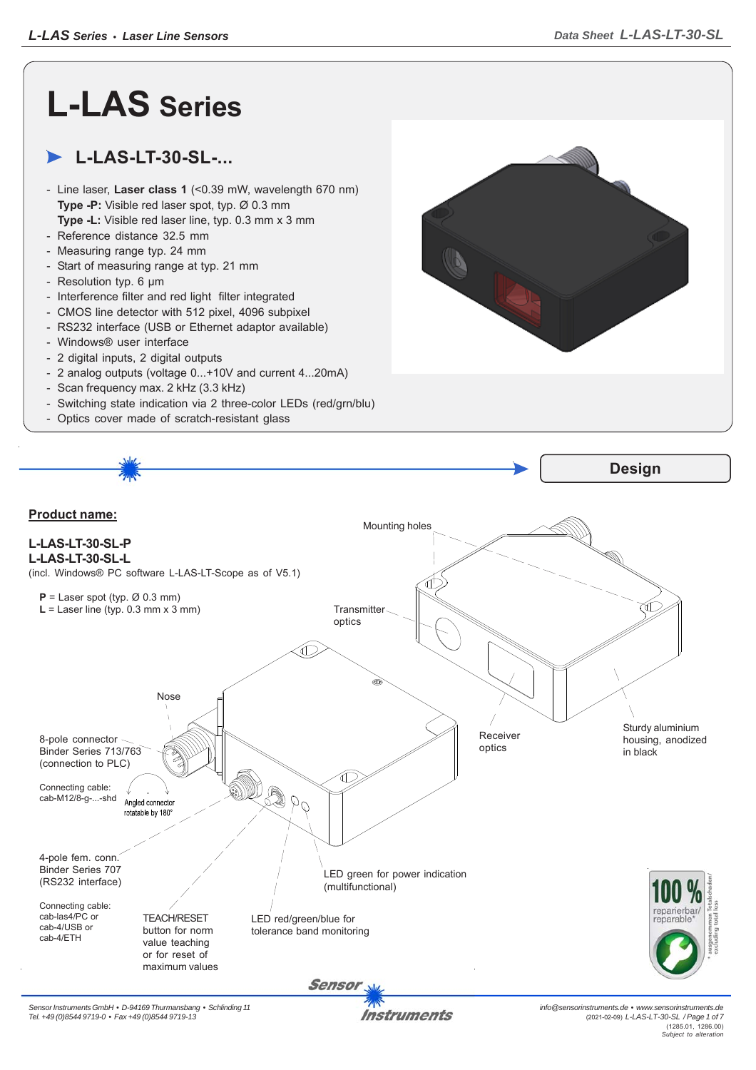# L-LAS Series

## L-L​AS-LT-30-SL-...

- Line laser, **Laser class 1** (<0.39 mW, wavelength 670 nm)
  **Type -P:** Visible red laser spot, typ. Ø 0.3 mm
  **Type -L:** Visible red laser line, typ. 0.3 mm x 3 mm
- Reference distance 32.5 mm
- Measuring range typ. 24 mm
- Start of measuring range at typ. 21 mm
- Resolution typ. 6 µm
- Interference filter and red light filter integrated
- CMOS line detector with 512 pixel, 4096 subpixel
- RS232 interface (USB or Ethernet adaptor available)
- Windows® user interface
- 2 digital inputs, 2 digital outputs
- 2 analog outputs (voltage 0...+10V and current 4...20mA)
- Scan frequency max. 2 kHz (3.3 kHz)
- Switching state indication via 2 three-color LEDs (red/grn/blu)
- Optics cover made of scratch-resistant glass

## Design

**Product name:**

**L-LAS-LT-30-SL-P**
**L-LAS-LT-30-SL-L**
(incl. Windows® PC software L-LAS-LT-Scope as of V5.1)

**P** = Laser spot (typ. Ø 0.3 mm)
**L** = Laser line (typ. 0.3 mm x 3 mm)

Mounting holes

Transmitter optics

Receiver optics

Sturdy aluminium housing, anodized in black

Nose

8-pole connector Binder Series 713/763 (connection to PLC)

Connecting cable: cab-M12/8-g-...-shd

Angled connector rotatable by 180°

4-pole fem. conn. Binder Series 707 (RS232 interface)

Connecting cable: cab-las4/PC or cab-4/USB or cab-4/ETH

TEACH/RESET button for norm value teaching or for reset of maximum values

LED red/green/blue for tolerance band monitoring

LED green for power indication (multifunctional)

100 % reparierbar/ reparable*

* ausgenommen Totalschaden/ excluding total loss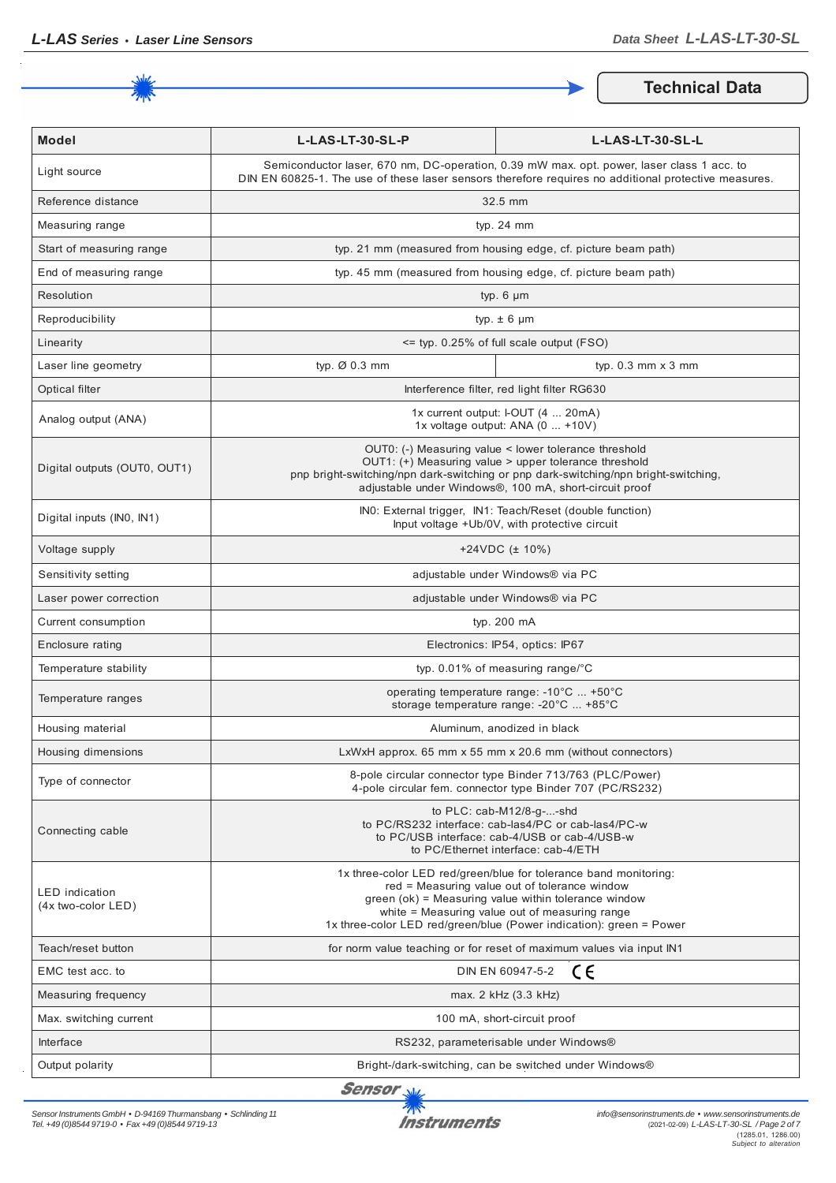## Technical Data

| Model | L-LAS-LT-30-SL-P | L-LAS-LT-30-SL-L |
|---|---|---|
| Light source | Semiconductor laser, 670 nm, DC-operation, 0.39 mW max. opt. power, laser class 1 acc. to DIN EN 60825-1. The use of these laser sensors therefore requires no additional protective measures. | |
| Reference distance | 32.5 mm | |
| Measuring range | typ. 24 mm | |
| Start of measuring range | typ. 21 mm (measured from housing edge, cf. picture beam path) | |
| End of measuring range | typ. 45 mm (measured from housing edge, cf. picture beam path) | |
| Resolution | typ. 6 µm | |
| Reproducibility | typ. ± 6 µm | |
| Linearity | <= typ. 0.25% of full scale output (FSO) | |
| Laser line geometry | typ. Ø 0.3 mm | typ. 0.3 mm x 3 mm |
| Optical filter | Interference filter, red light filter RG630 | |
| Analog output (ANA) | 1x current output: I-OUT (4 ... 20mA)<br>1x voltage output: ANA (0 ... +10V) | |
| Digital outputs (OUT0, OUT1) | OUT0: (-) Measuring value < lower tolerance threshold<br>OUT1: (+) Measuring value > upper tolerance threshold<br>pnp bright-switching/npn dark-switching or pnp dark-switching/npn bright-switching, adjustable under Windows®, 100 mA, short-circuit proof | |
| Digital inputs (IN0, IN1) | IN0: External trigger, IN1: Teach/Reset (double function)<br>Input voltage +Ub/0V, with protective circuit | |
| Voltage supply | +24VDC (± 10%) | |
| Sensitivity setting | adjustable under Windows® via PC | |
| Laser power correction | adjustable under Windows® via PC | |
| Current consumption | typ. 200 mA | |
| Enclosure rating | Electronics: IP54, optics: IP67 | |
| Temperature stability | typ. 0.01% of measuring range/°C | |
| Temperature ranges | operating temperature range: -10°C ... +50°C<br>storage temperature range: -20°C ... +85°C | |
| Housing material | Aluminum, anodized in black | |
| Housing dimensions | LxWxH approx. 65 mm x 55 mm x 20.6 mm (without connectors) | |
| Type of connector | 8-pole circular connector type Binder 713/763 (PLC/Power)<br>4-pole circular fem. connector type Binder 707 (PC/RS232) | |
| Connecting cable | to PLC: cab-M12/8-g-...-shd<br>to PC/RS232 interface: cab-las4/PC or cab-las4/PC-w<br>to PC/USB interface: cab-4/USB or cab-4/USB-w<br>to PC/Ethernet interface: cab-4/ETH | |
| LED indication (4x two-color LED) | 1x three-color LED red/green/blue for tolerance band monitoring:<br>red = Measuring value out of tolerance window<br>green (ok) = Measuring value within tolerance window<br>white = Measuring value out of measuring range<br>1x three-color LED red/green/blue (Power indication): green = Power | |
| Teach/reset button | for norm value teaching or for reset of maximum values via input IN1 | |
| EMC test acc. to | DIN EN 60947-5-2 CE | |
| Measuring frequency | max. 2 kHz (3.3 kHz) | |
| Max. switching current | 100 mA, short-circuit proof | |
| Interface | RS232, parameterisable under Windows® | |
| Output polarity | Bright-/dark-switching, can be switched under Windows® | |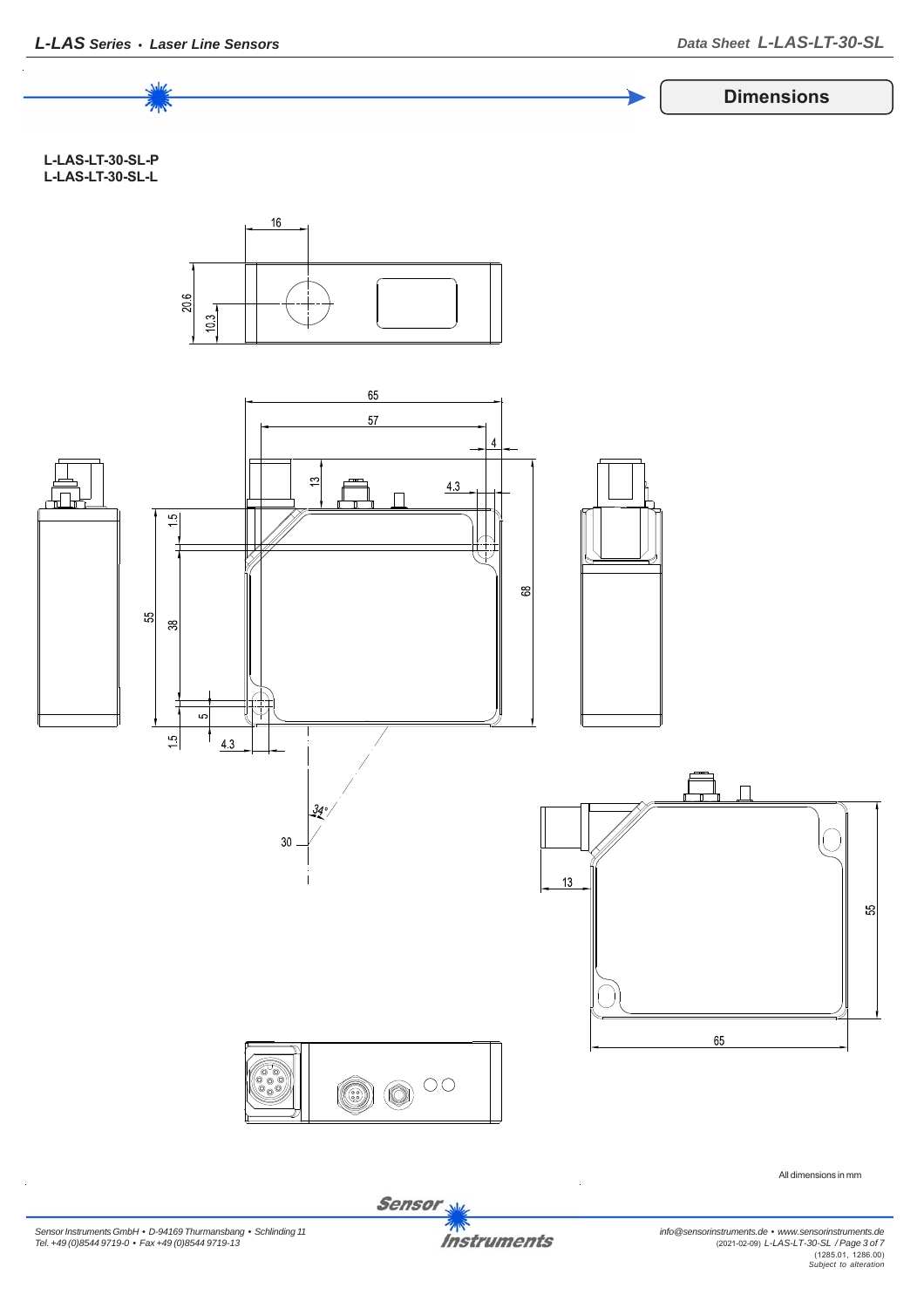## Dimensions

**L-LAS-LT-30-SL-P**
**L-LAS-LT-30-SL-L**

16

20.6

10.3

65

57

4

13

4.3

1.5

55

38

68

5

1.5

4.3

34°

30

13

55

65

All dimensions in mm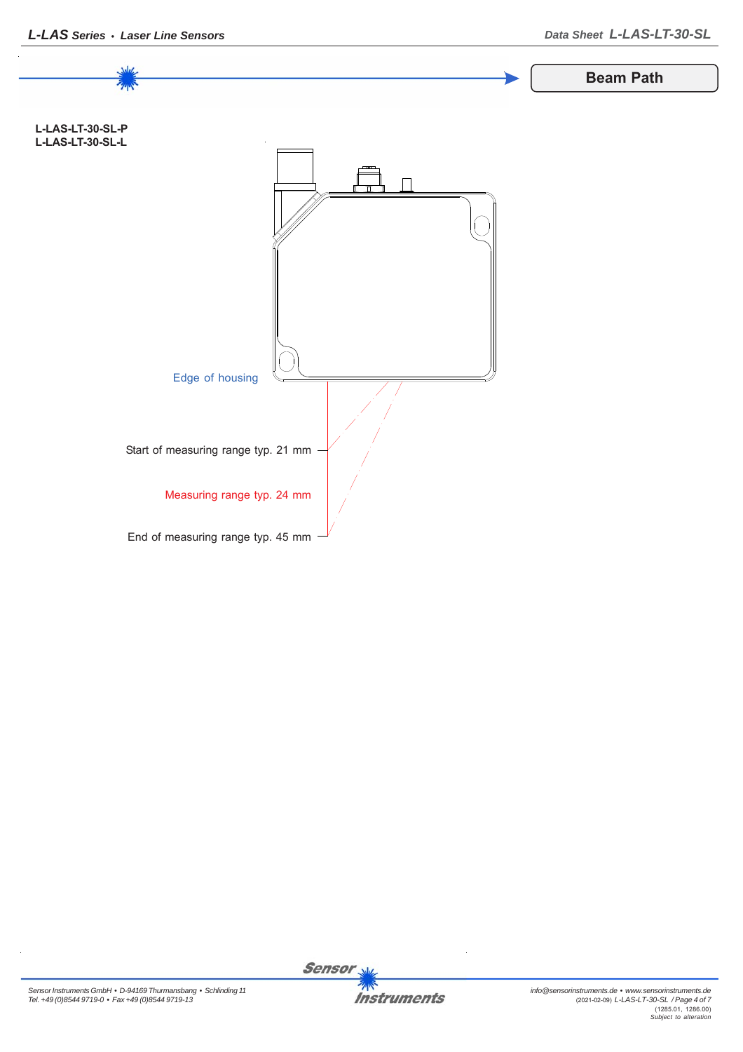## Beam Path

**L-LAS-LT-30-SL-P**
**L-LAS-LT-30-SL-L**

Edge of housing

Start of measuring range typ. 21 mm

Measuring range typ. 24 mm

End of measuring range typ. 45 mm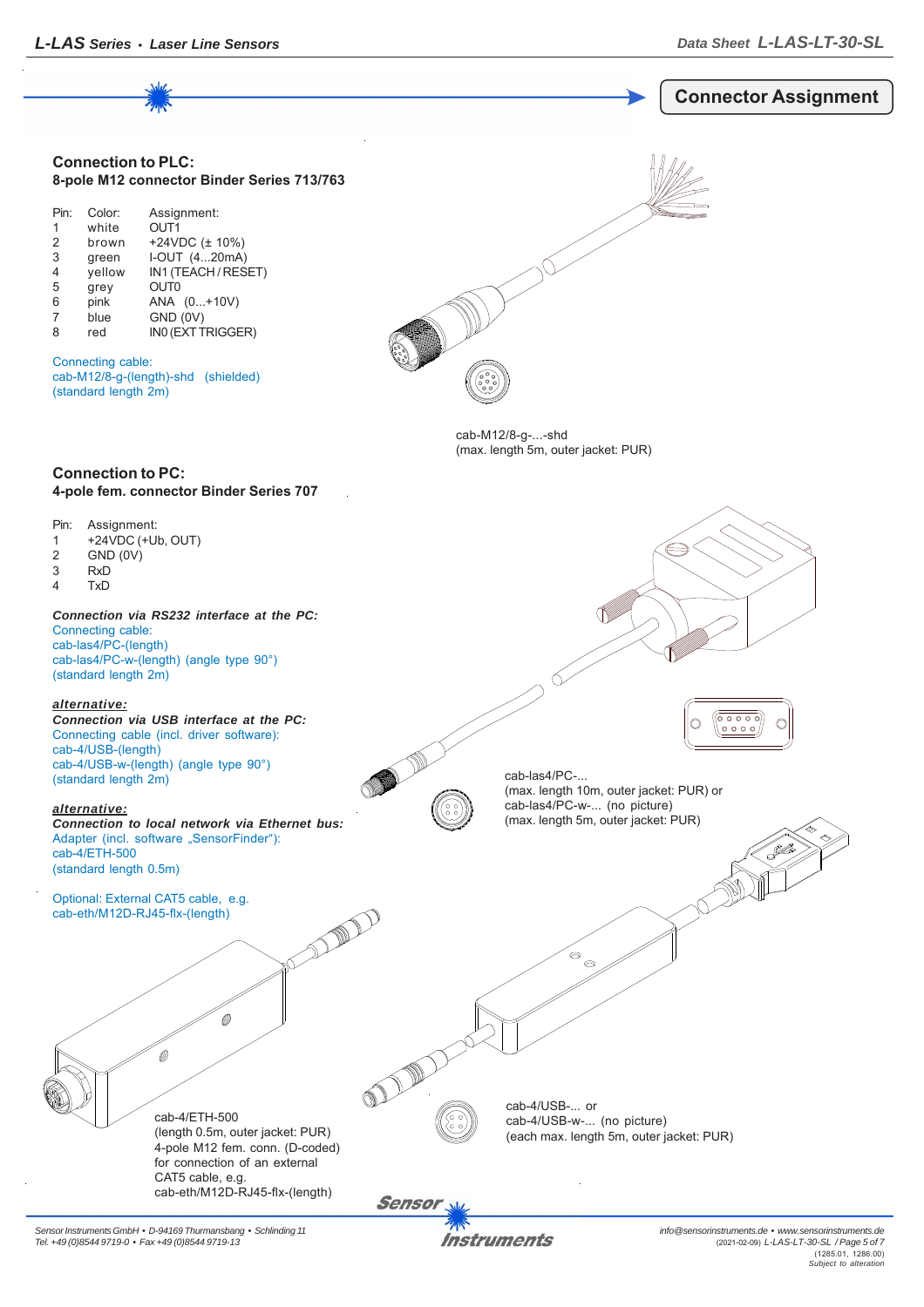## Connector Assignment

### Connection to PLC:
**8-pole M12 connector Binder Series 713/763**

| Pin: | Color: | Assignment: |
|---|---|---|
| 1 | white | OUT1 |
| 2 | brown | +24VDC (± 10%) |
| 3 | green | I-OUT (4...20mA) |
| 4 | yellow | IN1 (TEACH / RESET) |
| 5 | grey | OUT0 |
| 6 | pink | ANA (0...+10V) |
| 7 | blue | GND (0V) |
| 8 | red | IN0 (EXT TRIGGER) |

Connecting cable:
cab-M12/8-g-(length)-shd (shielded)
(standard length 2m)

cab-M12/8-g-...-shd
(max. length 5m, outer jacket: PUR)

### Connection to PC:
**4-pole fem. connector Binder Series 707**

| Pin: | Assignment: |
|---|---|
| 1 | +24VDC (+Ub, OUT) |
| 2 | GND (0V) |
| 3 | RxD |
| 4 | TxD |

***Connection via RS232 interface at the PC:***
Connecting cable:
cab-las4/PC-(length)
cab-las4/PC-w-(length) (angle type 90°)
(standard length 2m)

cab-las4/PC-...
(max. length 10m, outer jacket: PUR) or
cab-las4/PC-w-... (no picture)
(max. length 5m, outer jacket: PUR)

***alternative:***
***Connection via USB interface at the PC:***
Connecting cable (incl. driver software):
cab-4/USB-(length)
cab-4/USB-w-(length) (angle type 90°)
(standard length 2m)

***alternative:***
***Connection to local network via Ethernet bus:***
Adapter (incl. software „SensorFinder“):
cab-4/ETH-500
(standard length 0.5m)

Optional: External CAT5 cable, e.g.
cab-eth/M12D-RJ45-flx-(length)

cab-4/ETH-500
(length 0.5m, outer jacket: PUR)
4-pole M12 fem. conn. (D-coded)
for connection of an external
CAT5 cable, e.g.
cab-eth/M12D-RJ45-flx-(length)

cab-4/USB-... or
cab-4/USB-w-... (no picture)
(each max. length 5m, outer jacket: PUR)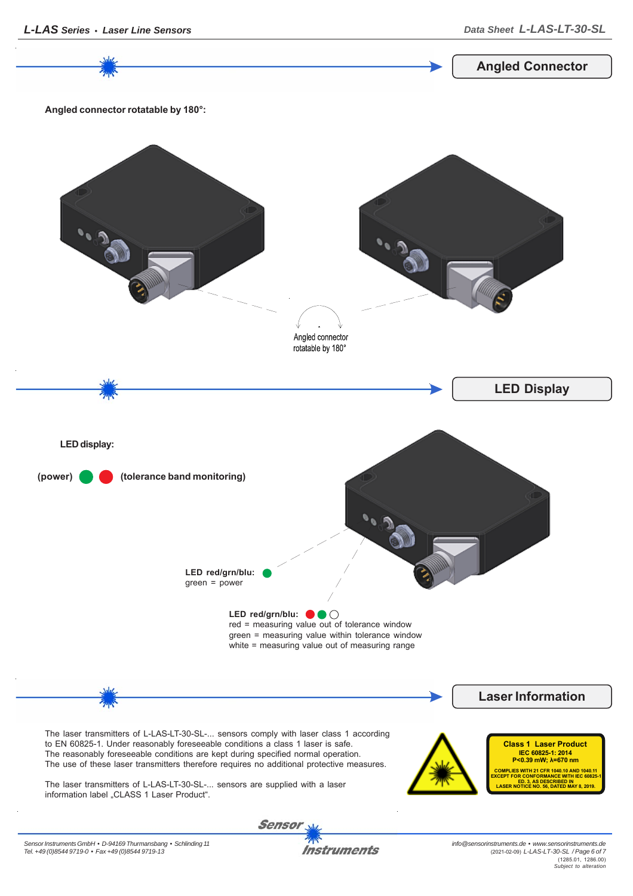## Angled Connector

**Angled connector rotatable by 180°:**

Angled connector rotatable by 180°

## LED Display

**LED display:**

**(power)** 🟢 🔴 **(tolerance band monitoring)**

**LED red/grn/blu:** 🟢
green = power

**LED red/grn/blu:** 🔴 🟢 ⚪
red = measuring value out of tolerance window
green = measuring value within tolerance window
white = measuring value out of measuring range

## Laser Information

The laser transmitters of L-LAS-LT-30-SL-... sensors comply with laser class 1 according to EN 60825-1. Under reasonably foreseeable conditions a class 1 laser is safe. The reasonably foreseeable conditions are kept during specified normal operation. The use of these laser transmitters therefore requires no additional protective measures.

The laser transmitters of L-LAS-LT-30-SL-... sensors are supplied with a laser information label „CLASS 1 Laser Product“.

**Class 1 Laser Product**
IEC 60825-1: 2014
P<0.39 mW; λ=670 nm
COMPLIES WITH 21 CFR 1040.10 AND 1040.11 EXCEPT FOR CONFORMANCE WITH IEC 60825-1 ED. 3, AS DESCRIBED IN LASER NOTICE NO. 56, DATED MAY 8, 2019.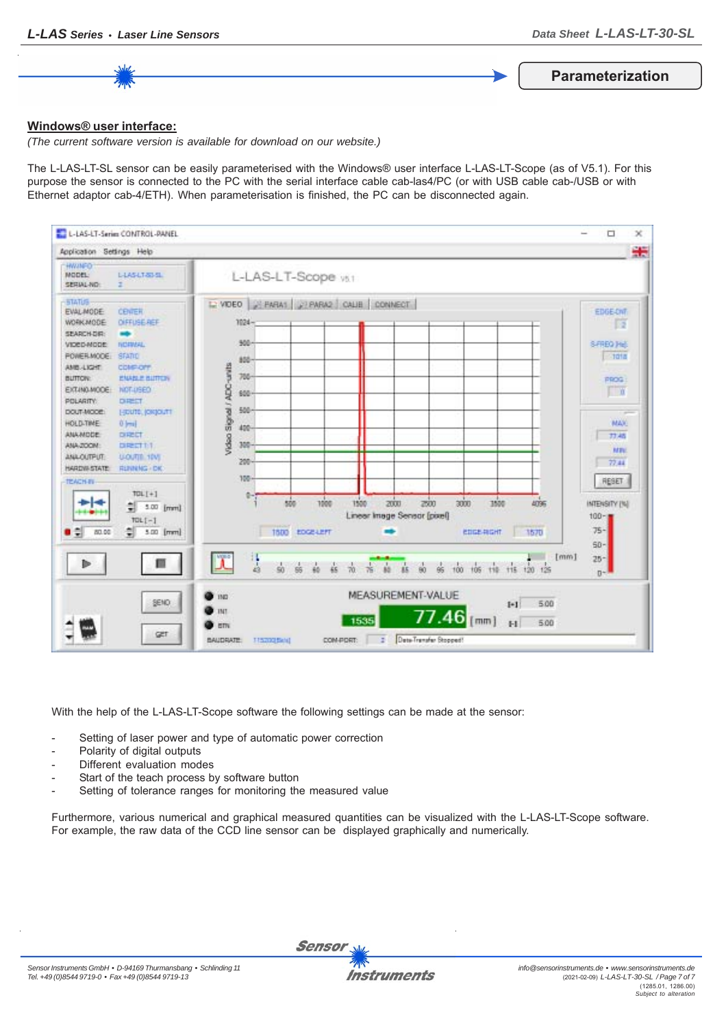## Parameterization

**Windows® user interface:**

*(The current software version is available for download on our website.)*

The L-LAS-LT-SL sensor can be easily parameterised with the Windows® user interface L-LAS-LT-Scope (as of V5.1). For this purpose the sensor is connected to the PC with the serial interface cable cab-las4/PC (or with USB cable cab-/USB or with Ethernet adaptor cab-4/ETH). When parameterisation is finished, the PC can be disconnected again.

With the help of the L-LAS-LT-Scope software the following settings can be made at the sensor:

- Setting of laser power and type of automatic power correction
- Polarity of digital outputs
- Different evaluation modes
- Start of the teach process by software button
- Setting of tolerance ranges for monitoring the measured value

Furthermore, various numerical and graphical measured quantities can be visualized with the L-LAS-LT-Scope software. For example, the raw data of the CCD line sensor can be displayed graphically and numerically.